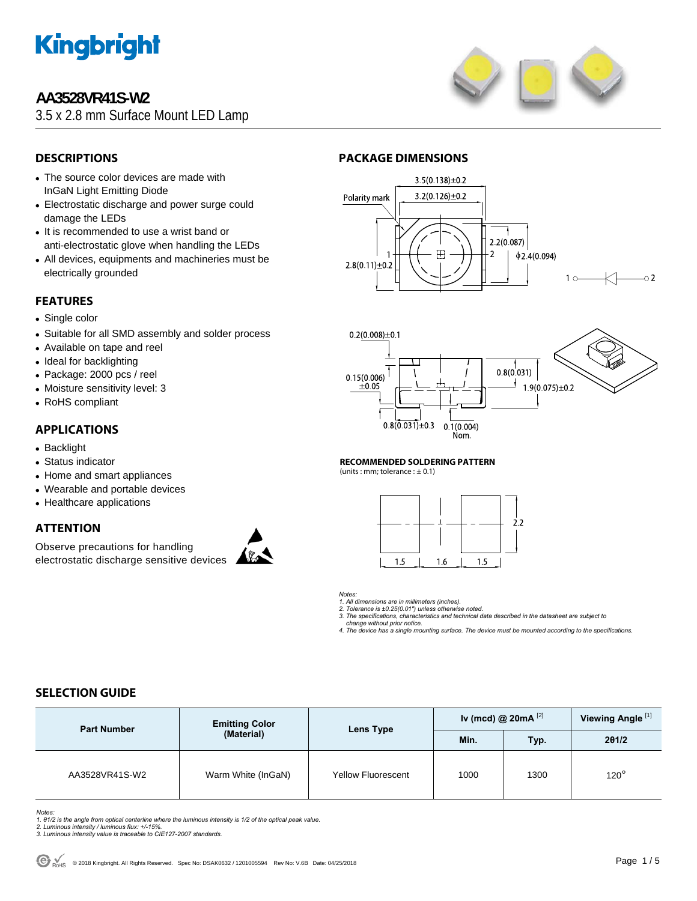# AA3528VR41S-W2

3.5 x 2.8 mm Surface Mount LED Lamp

## DESCRIPTIONS

- The source color devices are made with InGaN Light Emitting Diode
- Electrostatic discharge and power surge could damage the LEDs
- It is recommended to use a wrist band or anti-electrostatic glove when handling the LEDs
- All devices, equipments and machineries must be electrically grounded

## FEATURES

- Single color
- Suitable for all SMD assembly and solder process
- Available on tape and reel
- Ideal for backlighting
- Package: 2000 pcs / reel
- Moisture sensitivity level: 3
- RoHS compliant

## APPLICATIONS

- Backlight
- Status indicator
- Home and smart appliances
- Wearable and portable devices
- Healthcare applications

## ATTENTION

Observe precautions for handling electrostatic discharge sensitive devices

## PACKAGE DIMENSIONS

Polarity mark

3.5(0.138)±0.2

3.2(0.126)±0.2

2.2(0.087)

ϕ2.4(0.094)

2.8(0.11)±0.2

0.2(0.008)±0.1

0.15(0.006) ±0.05

0.8(0.031)

1.9(0.075)±0.2

0.8(0.031)±0.3

0.1(0.004) Nom.

### RECOMMENDED SOLDERING PATTERN

(units : mm; tolerance : ± 0.1)

2.2

1.5 | 1.6 | 1.5

*Notes:*
*1. All dimensions are in millimeters (inches).*
*2. Tolerance is ±0.25(0.01") unless otherwise noted.*
*3. The specifications, characteristics and technical data described in the datasheet are subject to change without prior notice.*
*4. The device has a single mounting surface. The device must be mounted according to the specifications.*

## SELECTION GUIDE

| Part Number | Emitting Color (Material) | Lens Type | Iv (mcd) @ 20mA [2] | | Viewing Angle [1] |
|---|---|---|---|---|---|
| | | | Min. | Typ. | 2θ1/2 |
| AA3528VR41S-W2 | Warm White (InGaN) | Yellow Fluorescent | 1000 | 1300 | 120° |

*Notes:*
*1. θ1/2 is the angle from optical centerline where the luminous intensity is 1/2 of the optical peak value.*
*2. Luminous intensity / luminous flux: +/-15%.*
*3. Luminous intensity value is traceable to CIE127-2007 standards.*

© 2018 Kingbright. All Rights Reserved. Spec No: DSAK0632 / 1201005594 Rev No: V.6B Date: 04/25/2018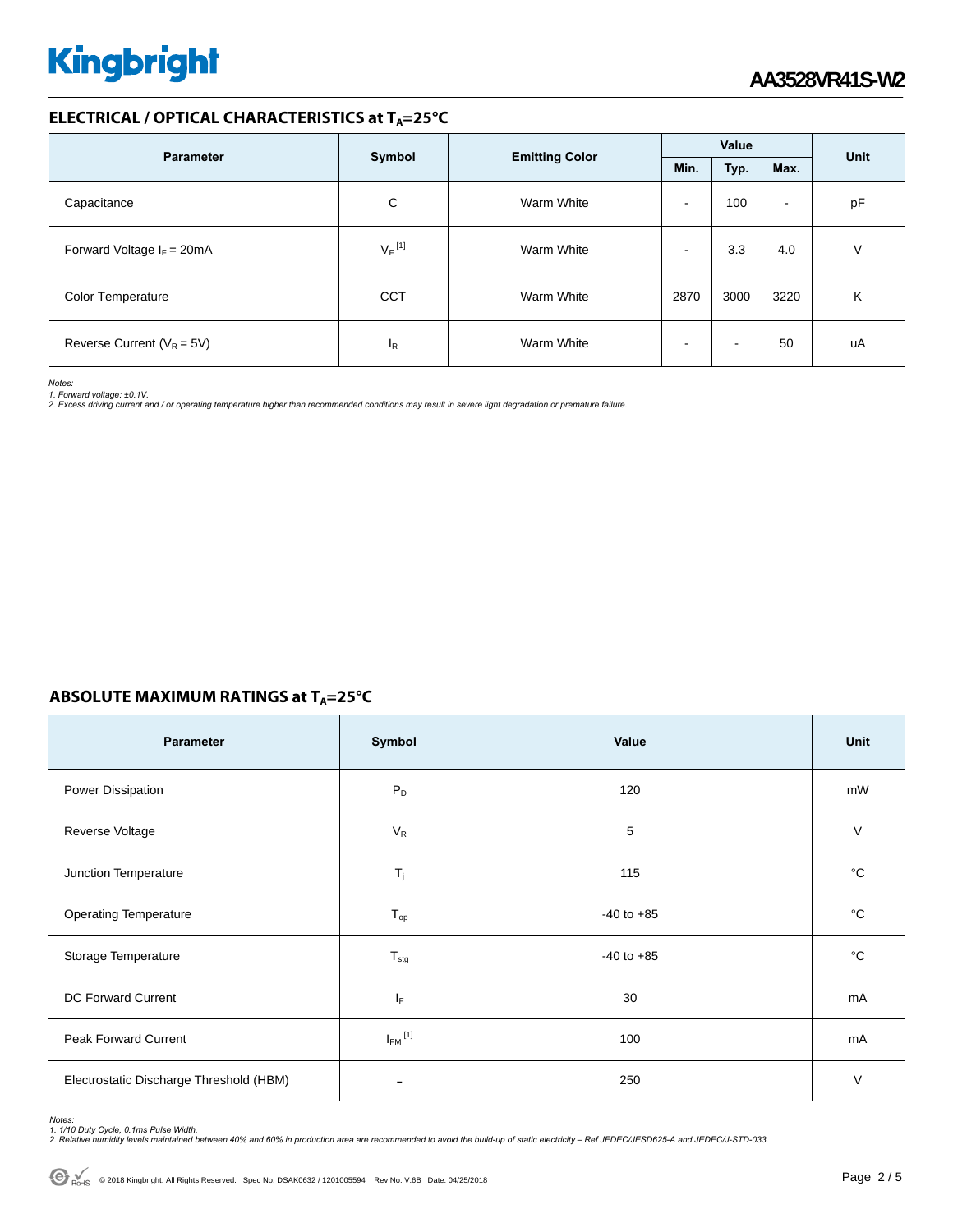## ELECTRICAL / OPTICAL CHARACTERISTICS at $T_A$=25°C

| Parameter | Symbol | Emitting Color | Value | | | Unit |
|---|---|---|---|---|---|---|
| | | | Min. | Typ. | Max. | |
| Capacitance | C | Warm White | - | 100 | - | pF |
| Forward Voltage $I_F$ = 20mA | $V_F$ [1] | Warm White | - | 3.3 | 4.0 | V |
| Color Temperature | CCT | Warm White | 2870 | 3000 | 3220 | K |
| Reverse Current ($V_R$ = 5V) | $I_R$ | Warm White | - | - | 50 | uA |

*Notes:*
*1. Forward voltage: ±0.1V.*
*2. Excess driving current and / or operating temperature higher than recommended conditions may result in severe light degradation or premature failure.*

## ABSOLUTE MAXIMUM RATINGS at $T_A$=25°C

| Parameter | Symbol | Value | Unit |
|---|---|---|---|
| Power Dissipation | $P_D$ | 120 | mW |
| Reverse Voltage | $V_R$ | 5 | V |
| Junction Temperature | $T_j$ | 115 | °C |
| Operating Temperature | $T_{op}$ | -40 to +85 | °C |
| Storage Temperature | $T_{stg}$ | -40 to +85 | °C |
| DC Forward Current | $I_F$ | 30 | mA |
| Peak Forward Current | $I_{FM}$ [1] | 100 | mA |
| Electrostatic Discharge Threshold (HBM) | - | 250 | V |

*Notes:*
*1. 1/10 Duty Cycle, 0.1ms Pulse Width.*
*2. Relative humidity levels maintained between 40% and 60% in production area are recommended to avoid the build-up of static electricity – Ref JEDEC/JESD625-A and JEDEC/J-STD-033.*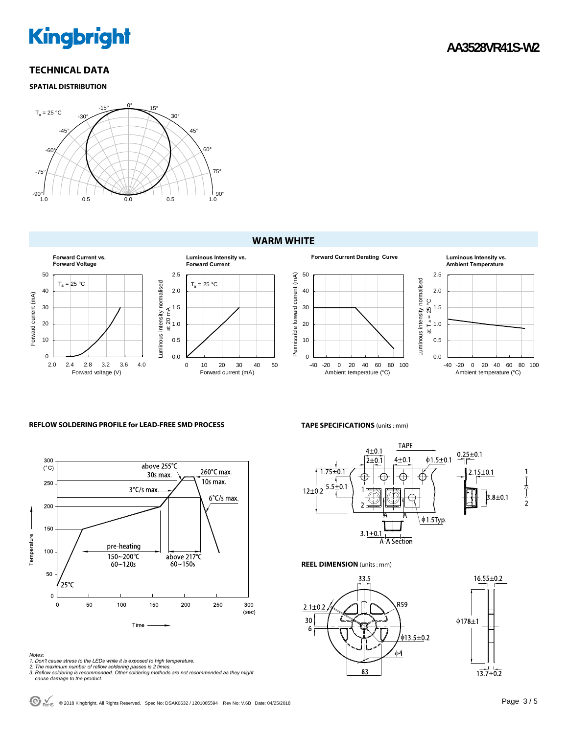## TECHNICAL DATA

### SPATIAL DISTRIBUTION

## WARM WHITE

### REFLOW SOLDERING PROFILE for LEAD-FREE SMD PROCESS

### TAPE SPECIFICATIONS (units : mm)

### REEL DIMENSION (units : mm)

*Notes:*

1. *Don't cause stress to the LEDs while it is exposed to high temperature.*
2. *The maximum number of reflow soldering passes is 2 times.*
3. *Reflow soldering is recommended. Other soldering methods are not recommended as they might cause damage to the product.*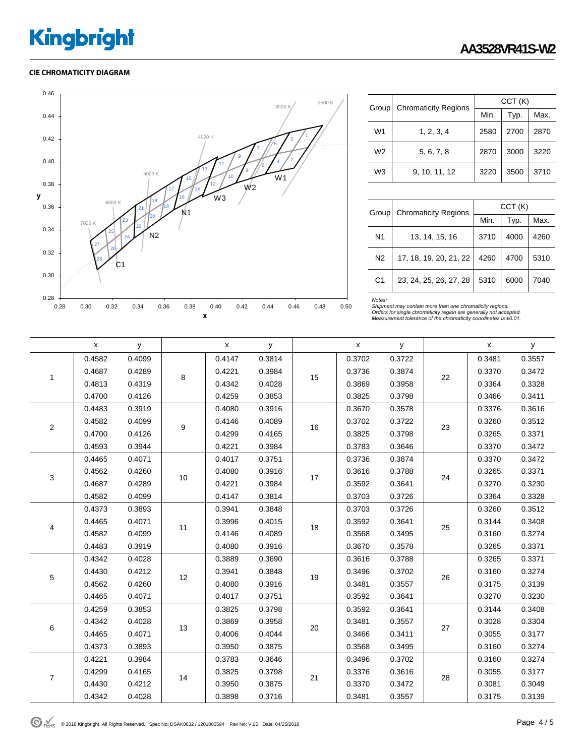## CIE CHROMATICITY DIAGRAM

| Group | Chromaticity Regions | CCT (K) | | |
|---|---|---|---|---|
| | | Min. | Typ. | Max. |
| W1 | 1, 2, 3, 4 | 2580 | 2700 | 2870 |
| W2 | 5, 6, 7, 8 | 2870 | 3000 | 3220 |
| W3 | 9, 10, 11, 12 | 3220 | 3500 | 3710 |

| Group | Chromaticity Regions | CCT (K) | | |
|---|---|---|---|---|
| | | Min. | Typ. | Max. |
| N1 | 13, 14, 15, 16 | 3710 | 4000 | 4260 |
| N2 | 17, 18, 19, 20, 21, 22 | 4260 | 4700 | 5310 |
| C1 | 23, 24, 25, 26, 27, 28 | 5310 | 6000 | 7040 |

*Notes:*
*Shipment may contain more than one chromaticity regions.*
*Orders for single chromaticity region are generally not accepted.*
*Measurement tolerance of the chromaticity coordinates is ±0.01.*

| | x | y | | x | y | | x | y | | x | y |
|---|---|---|---|---|---|---|---|---|---|---|---|
| 1 | 0.4582 | 0.4099 | 8 | 0.4147 | 0.3814 | 15 | 0.3702 | 0.3722 | 22 | 0.3481 | 0.3557 |
| | 0.4687 | 0.4289 | | 0.4221 | 0.3984 | | 0.3736 | 0.3874 | | 0.3370 | 0.3472 |
| | 0.4813 | 0.4319 | | 0.4342 | 0.4028 | | 0.3869 | 0.3958 | | 0.3364 | 0.3328 |
| | 0.4700 | 0.4126 | | 0.4259 | 0.3853 | | 0.3825 | 0.3798 | | 0.3466 | 0.3411 |
| 2 | 0.4483 | 0.3919 | 9 | 0.4080 | 0.3916 | 16 | 0.3670 | 0.3578 | 23 | 0.3376 | 0.3616 |
| | 0.4582 | 0.4099 | | 0.4146 | 0.4089 | | 0.3702 | 0.3722 | | 0.3260 | 0.3512 |
| | 0.4700 | 0.4126 | | 0.4299 | 0.4165 | | 0.3825 | 0.3798 | | 0.3265 | 0.3371 |
| | 0.4593 | 0.3944 | | 0.4221 | 0.3984 | | 0.3783 | 0.3646 | | 0.3370 | 0.3472 |
| 3 | 0.4465 | 0.4071 | 10 | 0.4017 | 0.3751 | 17 | 0.3736 | 0.3874 | 24 | 0.3370 | 0.3472 |
| | 0.4562 | 0.4260 | | 0.4080 | 0.3916 | | 0.3616 | 0.3788 | | 0.3265 | 0.3371 |
| | 0.4687 | 0.4289 | | 0.4221 | 0.3984 | | 0.3592 | 0.3641 | | 0.3270 | 0.3230 |
| | 0.4582 | 0.4099 | | 0.4147 | 0.3814 | | 0.3703 | 0.3726 | | 0.3364 | 0.3328 |
| 4 | 0.4373 | 0.3893 | 11 | 0.3941 | 0.3848 | 18 | 0.3703 | 0.3726 | 25 | 0.3260 | 0.3512 |
| | 0.4465 | 0.4071 | | 0.3996 | 0.4015 | | 0.3592 | 0.3641 | | 0.3144 | 0.3408 |
| | 0.4582 | 0.4099 | | 0.4146 | 0.4089 | | 0.3568 | 0.3495 | | 0.3160 | 0.3274 |
| | 0.4483 | 0.3919 | | 0.4080 | 0.3916 | | 0.3670 | 0.3578 | | 0.3265 | 0.3371 |
| 5 | 0.4342 | 0.4028 | 12 | 0.3889 | 0.3690 | 19 | 0.3616 | 0.3788 | 26 | 0.3265 | 0.3371 |
| | 0.4430 | 0.4212 | | 0.3941 | 0.3848 | | 0.3496 | 0.3702 | | 0.3160 | 0.3274 |
| | 0.4562 | 0.4260 | | 0.4080 | 0.3916 | | 0.3481 | 0.3557 | | 0.3175 | 0.3139 |
| | 0.4465 | 0.4071 | | 0.4017 | 0.3751 | | 0.3592 | 0.3641 | | 0.3270 | 0.3230 |
| 6 | 0.4259 | 0.3853 | 13 | 0.3825 | 0.3798 | 20 | 0.3592 | 0.3641 | 27 | 0.3144 | 0.3408 |
| | 0.4342 | 0.4028 | | 0.3869 | 0.3958 | | 0.3481 | 0.3557 | | 0.3028 | 0.3304 |
| | 0.4465 | 0.4071 | | 0.4006 | 0.4044 | | 0.3466 | 0.3411 | | 0.3055 | 0.3177 |
| | 0.4373 | 0.3893 | | 0.3950 | 0.3875 | | 0.3568 | 0.3495 | | 0.3160 | 0.3274 |
| 7 | 0.4221 | 0.3984 | 14 | 0.3783 | 0.3646 | 21 | 0.3496 | 0.3702 | 28 | 0.3160 | 0.3274 |
| | 0.4299 | 0.4165 | | 0.3825 | 0.3798 | | 0.3376 | 0.3616 | | 0.3055 | 0.3177 |
| | 0.4430 | 0.4212 | | 0.3950 | 0.3875 | | 0.3370 | 0.3472 | | 0.3081 | 0.3049 |
| | 0.4342 | 0.4028 | | 0.3898 | 0.3716 | | 0.3481 | 0.3557 | | 0.3175 | 0.3139 |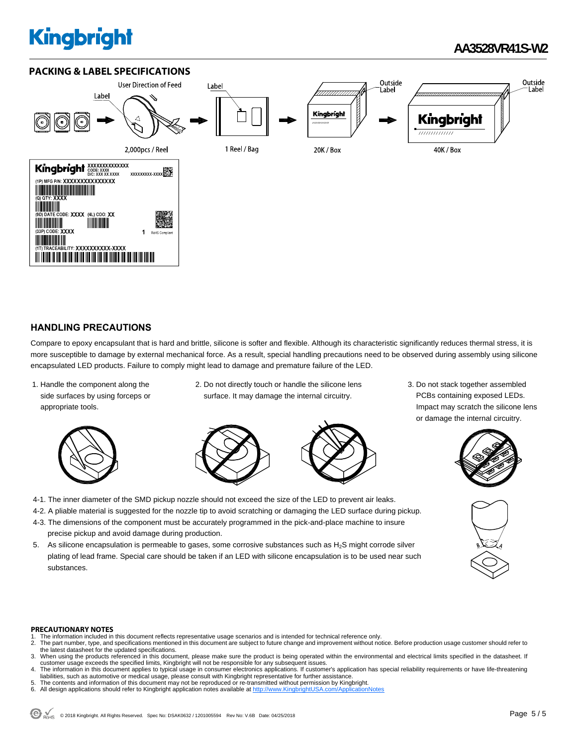## PACKING & LABEL SPECIFICATIONS

User Direction of Feed

Label

2,000pcs / Reel

Label

1 Reel / Bag

Outside Label

20K / Box

Outside Label

40K / Box

## HANDLING PRECAUTIONS

Compare to epoxy encapsulant that is hard and brittle, silicone is softer and flexible. Although its characteristic significantly reduces thermal stress, it is more susceptible to damage by external mechanical force. As a result, special handling precautions need to be observed during assembly using silicone encapsulated LED products. Failure to comply might lead to damage and premature failure of the LED.

1. Handle the component along the side surfaces by using forceps or appropriate tools.
2. Do not directly touch or handle the silicone lens surface. It may damage the internal circuitry.
3. Do not stack together assembled PCBs containing exposed LEDs. Impact may scratch the silicone lens or damage the internal circuitry.

4-1. The inner diameter of the SMD pickup nozzle should not exceed the size of the LED to prevent air leaks.

4-2. A pliable material is suggested for the nozzle tip to avoid scratching or damaging the LED surface during pickup.

4-3. The dimensions of the component must be accurately programmed in the pick-and-place machine to insure precise pickup and avoid damage during production.

5. As silicone encapsulation is permeable to gases, some corrosive substances such as $H_2S$ might corrode silver plating of lead frame. Special care should be taken if an LED with silicone encapsulation is to be used near such substances.

### PRECAUTIONARY NOTES

1. The information included in this document reflects representative usage scenarios and is intended for technical reference only.
2. The part number, type, and specifications mentioned in this document are subject to future change and improvement without notice. Before production usage customer should refer to the latest datasheet for the updated specifications.
3. When using the products referenced in this document, please make sure the product is being operated within the environmental and electrical limits specified in the datasheet. If customer usage exceeds the specified limits, Kingbright will not be responsible for any subsequent issues.
4. The information in this document applies to typical usage in consumer electronics applications. If customer's application has special reliability requirements or have life-threatening liabilities, such as automotive or medical usage, please consult with Kingbright representative for further assistance.
5. The contents and information of this document may not be reproduced or re-transmitted without permission by Kingbright.
6. All design applications should refer to Kingbright application notes available at http://www.KingbrightUSA.com/ApplicationNotes

© 2018 Kingbright. All Rights Reserved. Spec No: DSAK0632 / 1201005594 Rev No: V.6B Date: 04/25/2018